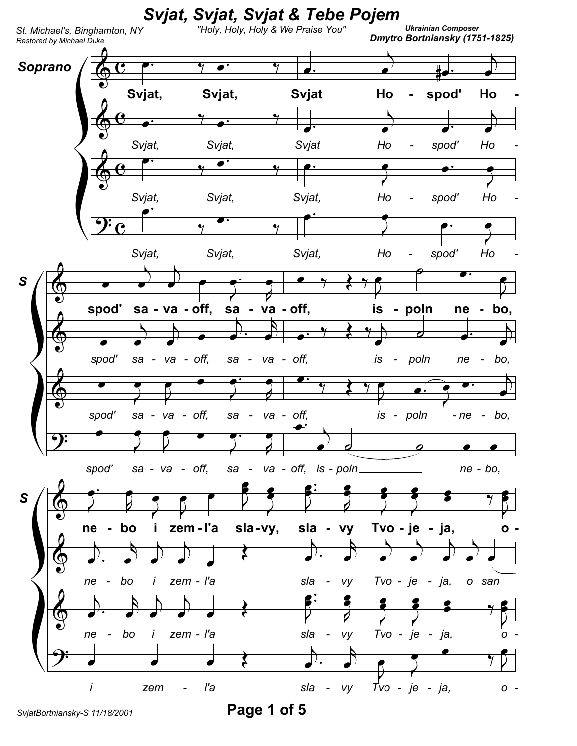# Svjat, Svjat, Svjat & Tebe Pojem

"Holy, Holy, Holy & We Praise You"

St. Michael's, Binghamton, NY
*Restored by Michael Duke*

Ukrainian Composer
**Dmytro Bortniansky (1751-1825)**

**Soprano**

Svjat, Svjat, Svjat Ho - spod' Ho - spod' sa - va - off, sa - va - off, is - poln ne - bo, ne - bo i zem - l'a sla - vy, sla - vy Tvo - je - ja, o -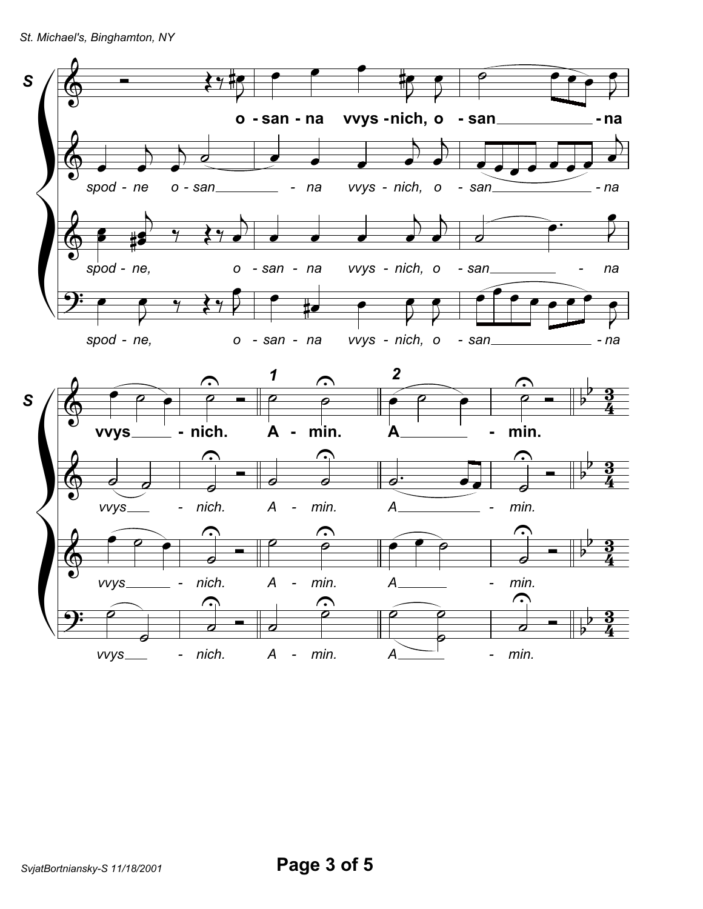**S**

o - san - na vvys - nich, o - san - na vvys - nich. A - min. A - min.

spod - ne o - san - na vvys - nich, o - san - na vvys - nich. A - min. A - min.

spod - ne, o - san - na vvys - nich, o - san - na vvys - nich. A - min. A - min.

spod - ne, o - san - na vvys - nich, o - san - na vvys - nich. A - min. A - min.

1 2

3/4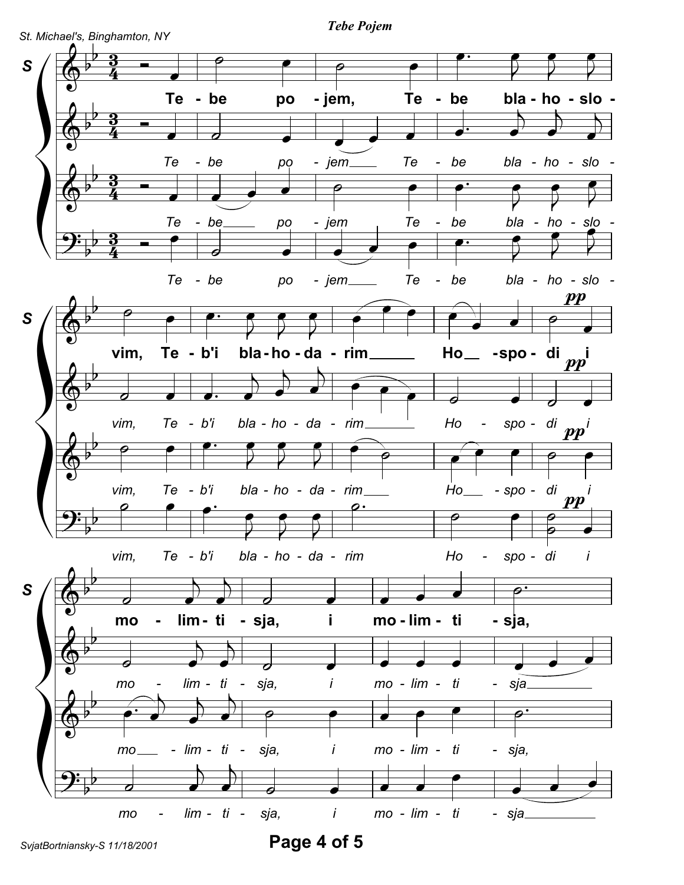## Tebe Pojem

St. Michael's, Binghamton, NY

Te - be po - jem, Te - be bla - ho - slo - vim, Te - b'i bla - ho - da - rim Ho - spo - di i mo - lim - ti - sja, i mo - lim - ti - sja,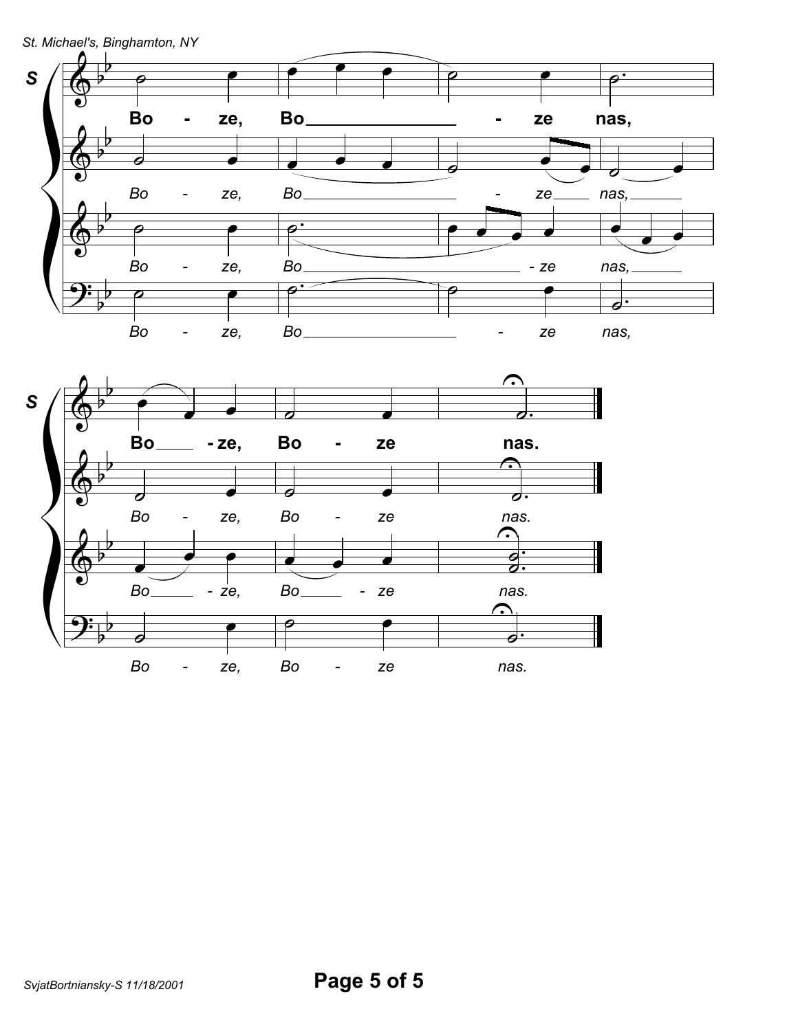S

Bo - ze, Bo - ze nas,

Bo - ze, Bo - ze nas,

Bo - ze, Bo - ze nas,

Bo - ze, Bo - ze nas,

S

Bo - ze, Bo - ze nas.

Bo - ze, Bo - ze nas.

Bo - ze, Bo - ze nas.

Bo - ze, Bo - ze nas.